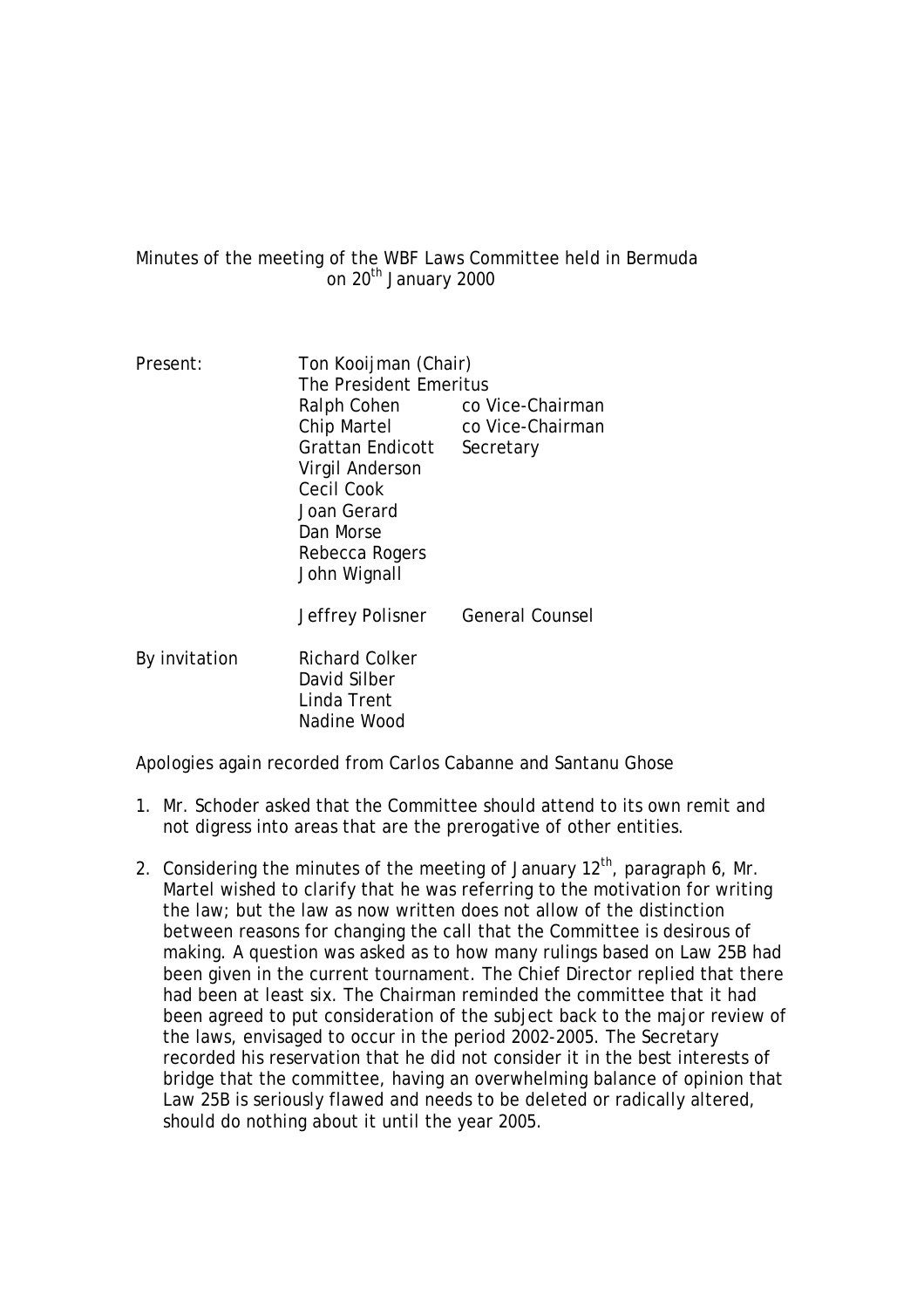Minutes of the meeting of the WBF Laws Committee held in Bermuda on 20th January 2000

| | | |
|---|---|---|
| Present: | Ton Kooijman (Chair) | |
| | The President Emeritus | |
| | Ralph Cohen | co Vice-Chairman |
| | Chip Martel | co Vice-Chairman |
| | Grattan Endicott | Secretary |
| | Virgil Anderson | |
| | Cecil Cook | |
| | Joan Gerard | |
| | Dan Morse | |
| | Rebecca Rogers | |
| | John Wignall | |
| | Jeffrey Polisner | General Counsel |
| By invitation | Richard Colker | |
| | David Silber | |
| | Linda Trent | |
| | Nadine Wood | |

Apologies again recorded from Carlos Cabanne and Santanu Ghose

1. Mr. Schoder asked that the Committee should attend to its own remit and not digress into areas that are the prerogative of other entities.

2. Considering the minutes of the meeting of January 12th, paragraph 6, Mr. Martel wished to clarify that he was referring to the motivation for writing the law; but the law as now written does not allow of the distinction between reasons for changing the call that the Committee is desirous of making. A question was asked as to how many rulings based on Law 25B had been given in the current tournament. The Chief Director replied that there had been at least six. The Chairman reminded the committee that it had been agreed to put consideration of the subject back to the major review of the laws, envisaged to occur in the period 2002-2005. The Secretary recorded his reservation that he did not consider it in the best interests of bridge that the committee, having an overwhelming balance of opinion that Law 25B is seriously flawed and needs to be deleted or radically altered, should do nothing about it until the year 2005.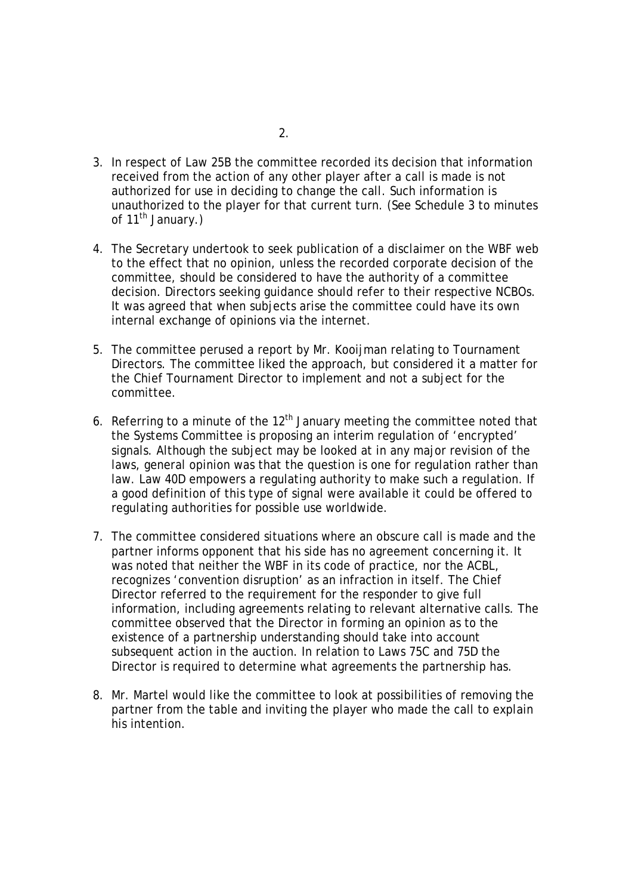3. In respect of Law 25B the committee recorded its decision that information received from the action of any other player after a call is made is not authorized for use in deciding to change the call. Such information is unauthorized to the player for that current turn. (See Schedule 3 to minutes of 11th January.)

4. The Secretary undertook to seek publication of a disclaimer on the WBF web to the effect that no opinion, unless the recorded corporate decision of the committee, should be considered to have the authority of a committee decision. Directors seeking guidance should refer to their respective NCBOs. It was agreed that when subjects arise the committee could have its own internal exchange of opinions via the internet.

5. The committee perused a report by Mr. Kooijman relating to Tournament Directors. The committee liked the approach, but considered it a matter for the Chief Tournament Director to implement and not a subject for the committee.

6. Referring to a minute of the 12th January meeting the committee noted that the Systems Committee is proposing an interim regulation of 'encrypted' signals. Although the subject may be looked at in any major revision of the laws, general opinion was that the question is one for regulation rather than law. Law 40D empowers a regulating authority to make such a regulation. If a good definition of this type of signal were available it could be offered to regulating authorities for possible use worldwide.

7. The committee considered situations where an obscure call is made and the partner informs opponent that his side has no agreement concerning it. It was noted that neither the WBF in its code of practice, nor the ACBL, recognizes 'convention disruption' as an infraction in itself. The Chief Director referred to the requirement for the responder to give full information, including agreements relating to relevant alternative calls. The committee observed that the Director in forming an opinion as to the existence of a partnership understanding should take into account subsequent action in the auction. In relation to Laws 75C and 75D the Director is required to determine what agreements the partnership has.

8. Mr. Martel would like the committee to look at possibilities of removing the partner from the table and inviting the player who made the call to explain his intention.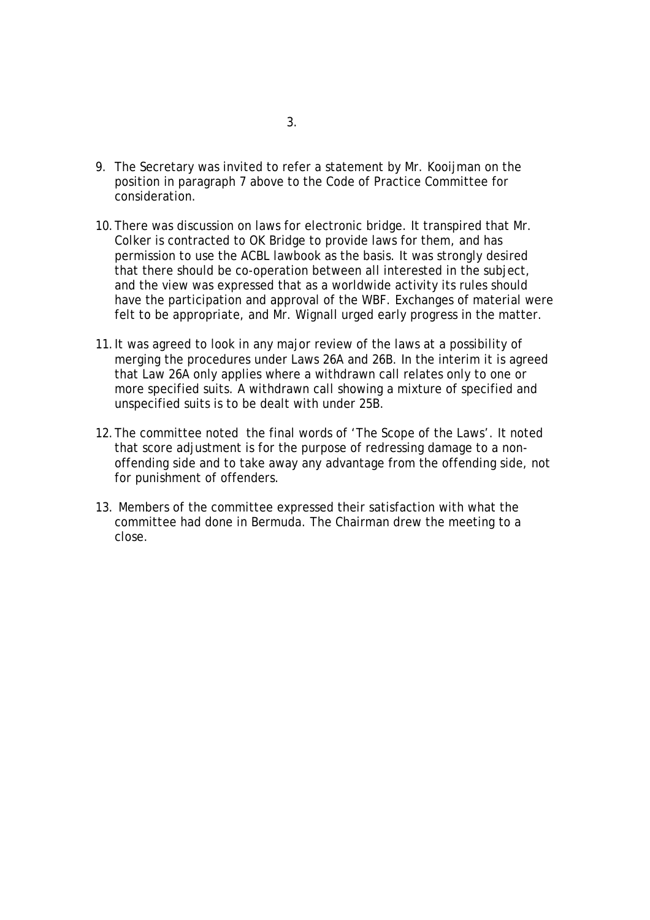9. The Secretary was invited to refer a statement by Mr. Kooijman on the position in paragraph 7 above to the Code of Practice Committee for consideration.

10. There was discussion on laws for electronic bridge. It transpired that Mr. Colker is contracted to OK Bridge to provide laws for them, and has permission to use the ACBL lawbook as the basis. It was strongly desired that there should be co-operation between all interested in the subject, and the view was expressed that as a worldwide activity its rules should have the participation and approval of the WBF. Exchanges of material were felt to be appropriate, and Mr. Wignall urged early progress in the matter.

11. It was agreed to look in any major review of the laws at a possibility of merging the procedures under Laws 26A and 26B. In the interim it is agreed that Law 26A only applies where a withdrawn call relates only to one or more specified suits. A withdrawn call showing a mixture of specified and unspecified suits is to be dealt with under 25B.

12. The committee noted the final words of 'The Scope of the Laws'. It noted that score adjustment is for the purpose of redressing damage to a non-offending side and to take away any advantage from the offending side, not for punishment of offenders.

13. Members of the committee expressed their satisfaction with what the committee had done in Bermuda. The Chairman drew the meeting to a close.